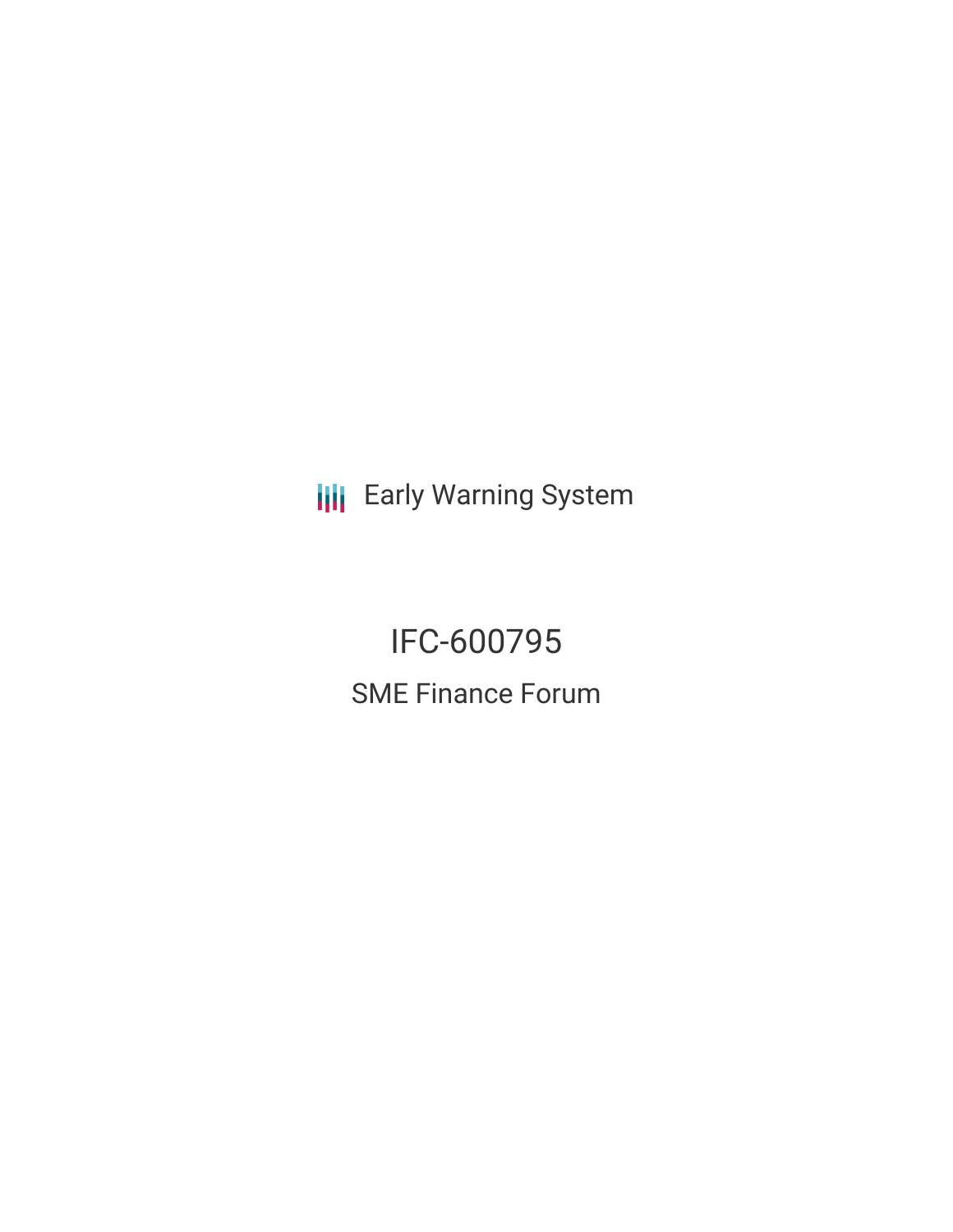Early Warning System

# IFC-600795

## SME Finance Forum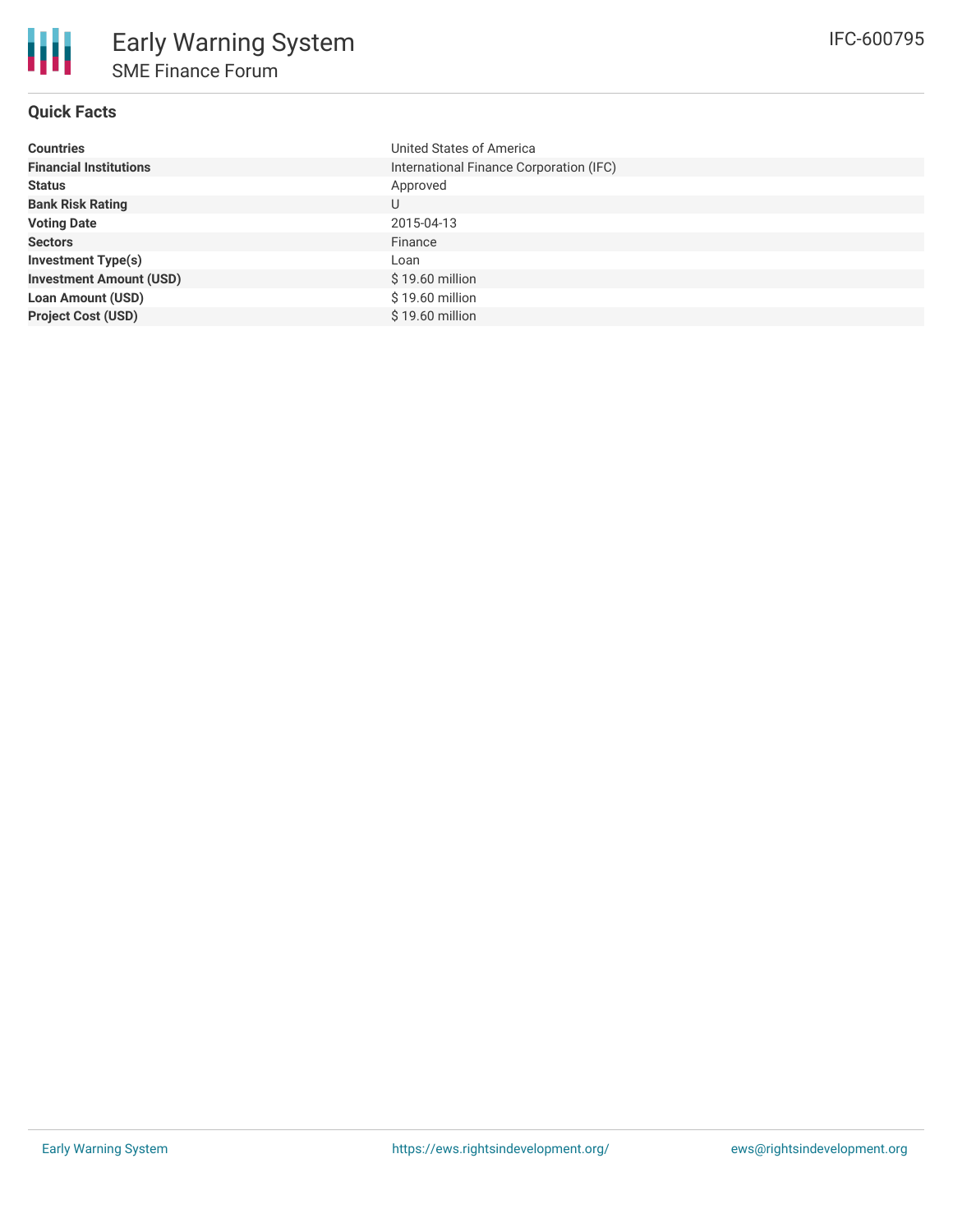# Early Warning System

## SME Finance Forum

IFC-600795

### Quick Facts

| | |
|---|---|
| **Countries** | United States of America |
| **Financial Institutions** | International Finance Corporation (IFC) |
| **Status** | Approved |
| **Bank Risk Rating** | U |
| **Voting Date** | 2015-04-13 |
| **Sectors** | Finance |
| **Investment Type(s)** | Loan |
| **Investment Amount (USD)** | $ 19.60 million |
| **Loan Amount (USD)** | $ 19.60 million |
| **Project Cost (USD)** | $ 19.60 million |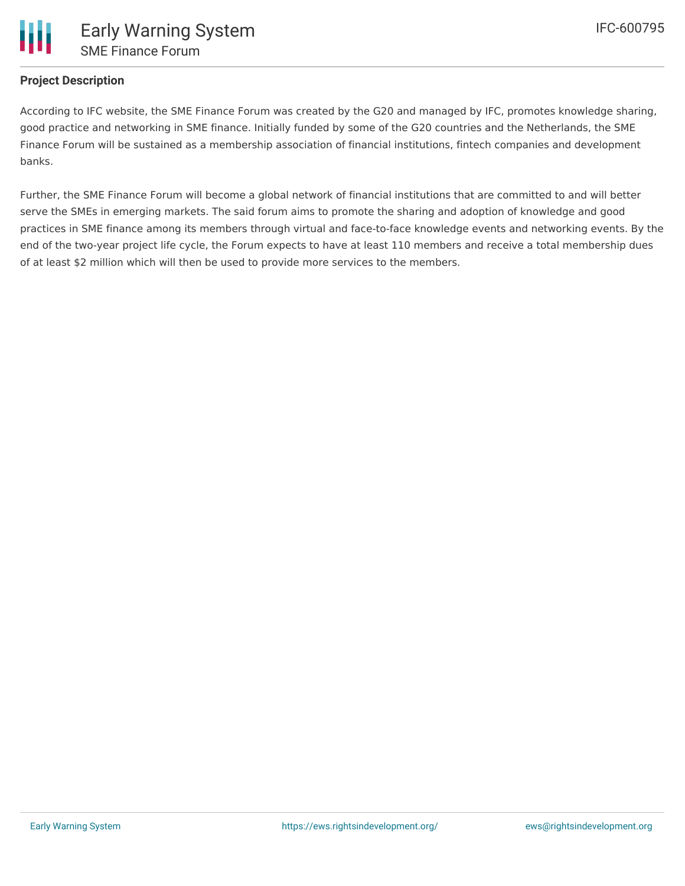## Project Description

According to IFC website, the SME Finance Forum was created by the G20 and managed by IFC, promotes knowledge sharing, good practice and networking in SME finance. Initially funded by some of the G20 countries and the Netherlands, the SME Finance Forum will be sustained as a membership association of financial institutions, fintech companies and development banks.

Further, the SME Finance Forum will become a global network of financial institutions that are committed to and will better serve the SMEs in emerging markets. The said forum aims to promote the sharing and adoption of knowledge and good practices in SME finance among its members through virtual and face-to-face knowledge events and networking events. By the end of the two-year project life cycle, the Forum expects to have at least 110 members and receive a total membership dues of at least $2 million which will then be used to provide more services to the members.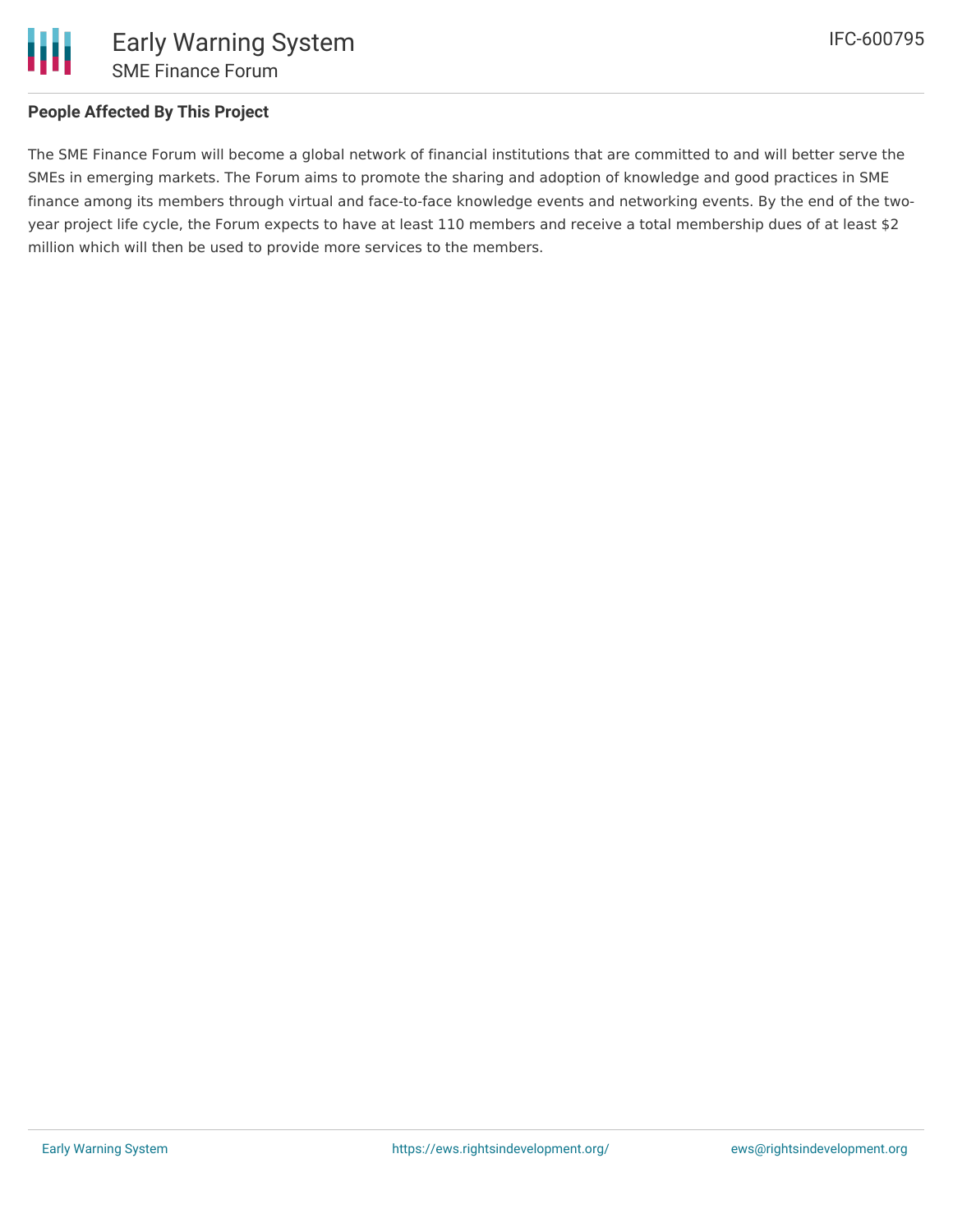## People Affected By This Project

The SME Finance Forum will become a global network of financial institutions that are committed to and will better serve the SMEs in emerging markets. The Forum aims to promote the sharing and adoption of knowledge and good practices in SME finance among its members through virtual and face-to-face knowledge events and networking events. By the end of the two-year project life cycle, the Forum expects to have at least 110 members and receive a total membership dues of at least $2 million which will then be used to provide more services to the members.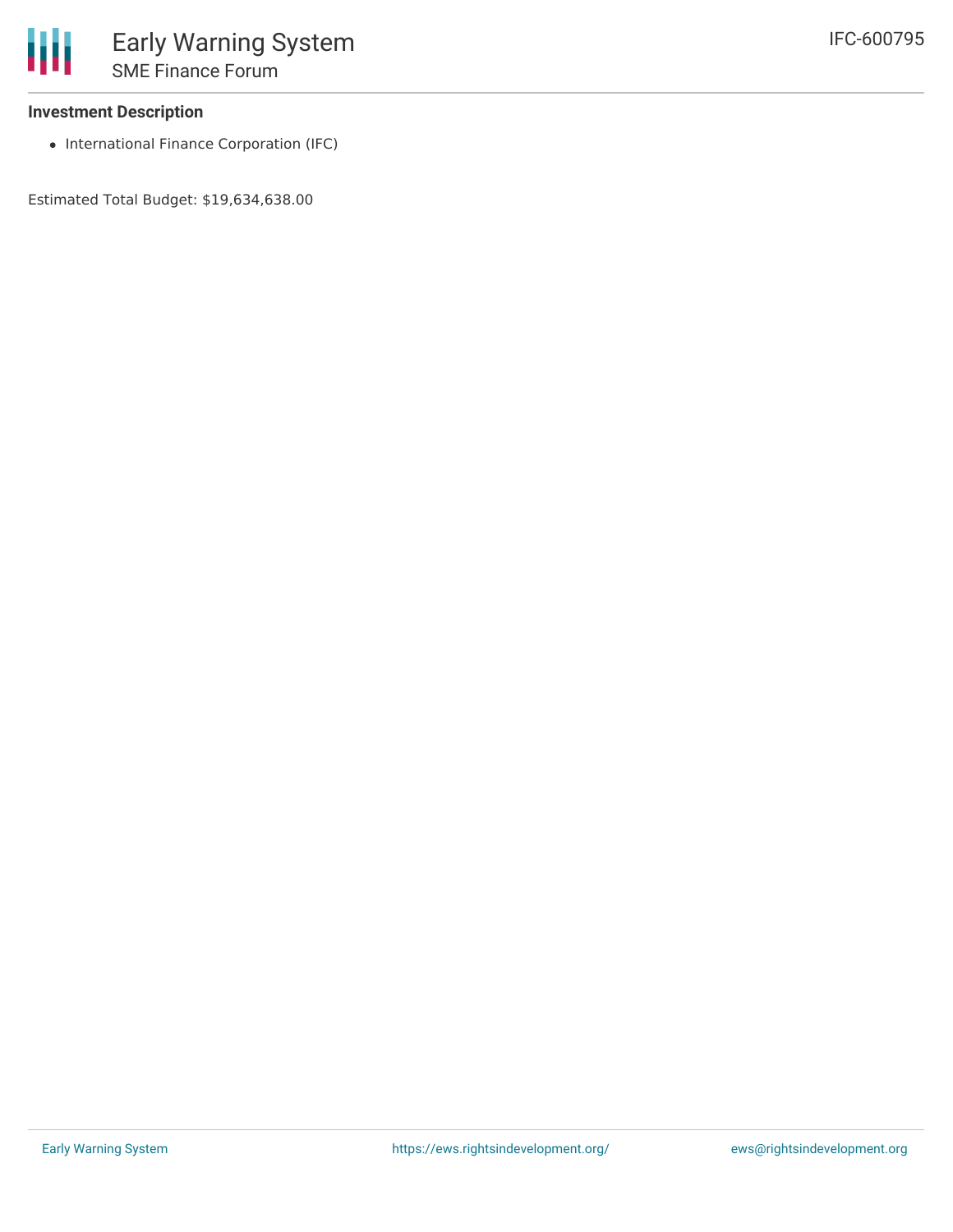### Investment Description

- International Finance Corporation (IFC)

Estimated Total Budget: $19,634,638.00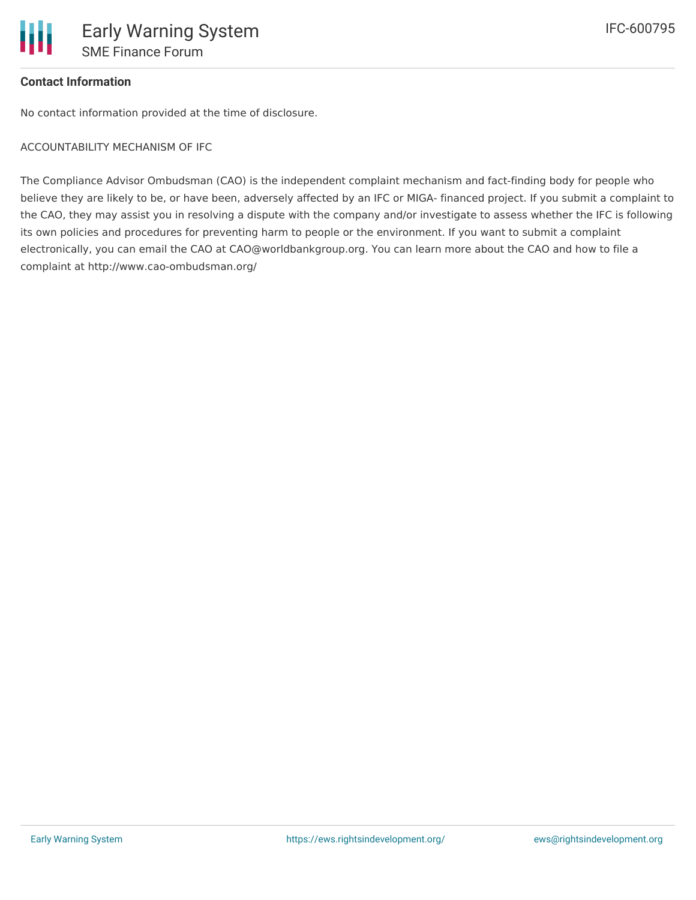**Contact Information**

No contact information provided at the time of disclosure.

ACCOUNTABILITY MECHANISM OF IFC

The Compliance Advisor Ombudsman (CAO) is the independent complaint mechanism and fact-finding body for people who believe they are likely to be, or have been, adversely affected by an IFC or MIGA- financed project. If you submit a complaint to the CAO, they may assist you in resolving a dispute with the company and/or investigate to assess whether the IFC is following its own policies and procedures for preventing harm to people or the environment. If you want to submit a complaint electronically, you can email the CAO at CAO@worldbankgroup.org. You can learn more about the CAO and how to file a complaint at http://www.cao-ombudsman.org/